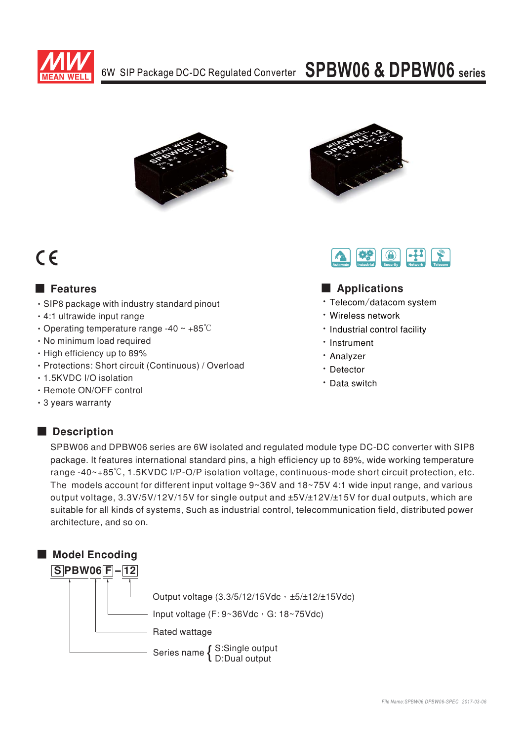# 6W SIP Package DC-DC Regulated Converter SPBW06 & DPBW06 series

## Features

- SIP8 package with industry standard pinout
- 4:1 ultrawide input range
- Operating temperature range -40 ~ +85℃
- No minimum load required
- High efficiency up to 89%
- Protections: Short circuit (Continuous) / Overload
- 1.5KVDC I/O isolation
- Remote ON/OFF control
- 3 years warranty

## Applications

- Telecom/datacom system
- Wireless network
- Industrial control facility
- Instrument
- Analyzer
- Detector
- Data switch

## Description

SPBW06 and DPBW06 series are 6W isolated and regulated module type DC-DC converter with SIP8 package. It features international standard pins, a high efficiency up to 89%, wide working temperature range -40~+85℃, 1.5KVDC I/P-O/P isolation voltage, continuous-mode short circuit protection, etc. The models account for different input voltage 9~36V and 18~75V 4:1 wide input range, and various output voltage, 3.3V/5V/12V/15V for single output and ±5V/±12V/±15V for dual outputs, which are suitable for all kinds of systems, such as industrial control, telecommunication field, distributed power architecture, and so on.

## Model Encoding

**S PBW06 F – 12**

- 12: Output voltage (3.3/5/12/15Vdc，±5/±12/±15Vdc)
- F: Input voltage (F: 9~36Vdc，G: 18~75Vdc)
- 06: Rated wattage
- S: Series name { S:Single output / D:Dual output }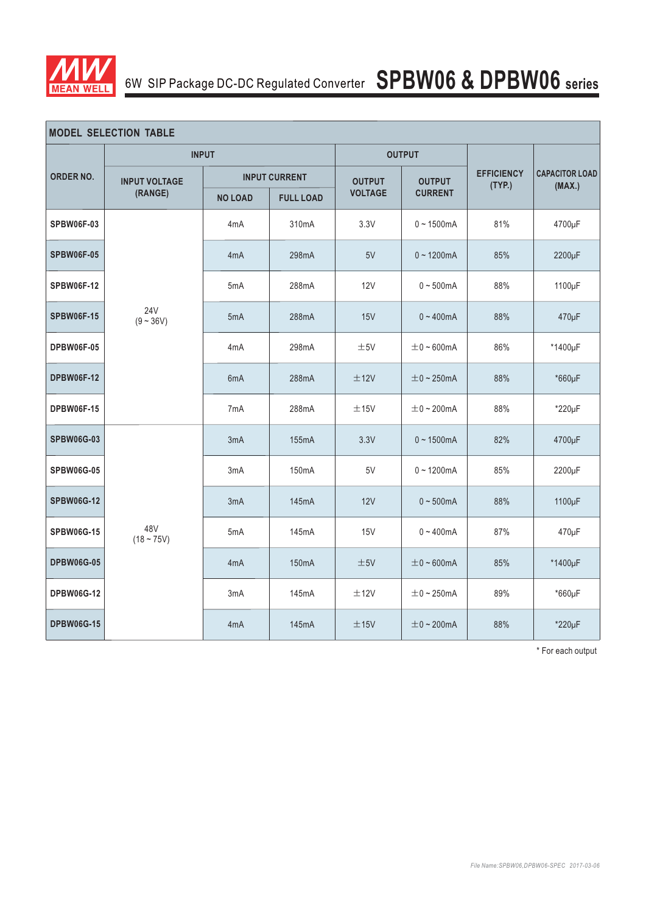## MODEL SELECTION TABLE

| ORDER NO. | INPUT | | | OUTPUT | | EFFICIENCY (TYP.) | CAPACITOR LOAD (MAX.) |
|---|---|---|---|---|---|---|---|
| | INPUT VOLTAGE (RANGE) | INPUT CURRENT | | OUTPUT VOLTAGE | OUTPUT CURRENT | | |
| | | NO LOAD | FULL LOAD | | | | |
| SPBW06F-03 | 24V (9 ~ 36V) | 4mA | 310mA | 3.3V | 0 ~ 1500mA | 81% | 4700μF |
| SPBW06F-05 | | 4mA | 298mA | 5V | 0 ~ 1200mA | 85% | 2200μF |
| SPBW06F-12 | | 5mA | 288mA | 12V | 0 ~ 500mA | 88% | 1100μF |
| SPBW06F-15 | | 5mA | 288mA | 15V | 0 ~ 400mA | 88% | 470μF |
| DPBW06F-05 | | 4mA | 298mA | ±5V | ±0 ~ 600mA | 86% | *1400μF |
| DPBW06F-12 | | 6mA | 288mA | ±12V | ±0 ~ 250mA | 88% | *660μF |
| DPBW06F-15 | | 7mA | 288mA | ±15V | ±0 ~ 200mA | 88% | *220μF |
| SPBW06G-03 | 48V (18 ~ 75V) | 3mA | 155mA | 3.3V | 0 ~ 1500mA | 82% | 4700μF |
| SPBW06G-05 | | 3mA | 150mA | 5V | 0 ~ 1200mA | 85% | 2200μF |
| SPBW06G-12 | | 3mA | 145mA | 12V | 0 ~ 500mA | 88% | 1100μF |
| SPBW06G-15 | | 5mA | 145mA | 15V | 0 ~ 400mA | 87% | 470μF |
| DPBW06G-05 | | 4mA | 150mA | ±5V | ±0 ~ 600mA | 85% | *1400μF |
| DPBW06G-12 | | 3mA | 145mA | ±12V | ±0 ~ 250mA | 89% | *660μF |
| DPBW06G-15 | | 4mA | 145mA | ±15V | ±0 ~ 200mA | 88% | *220μF |

* For each output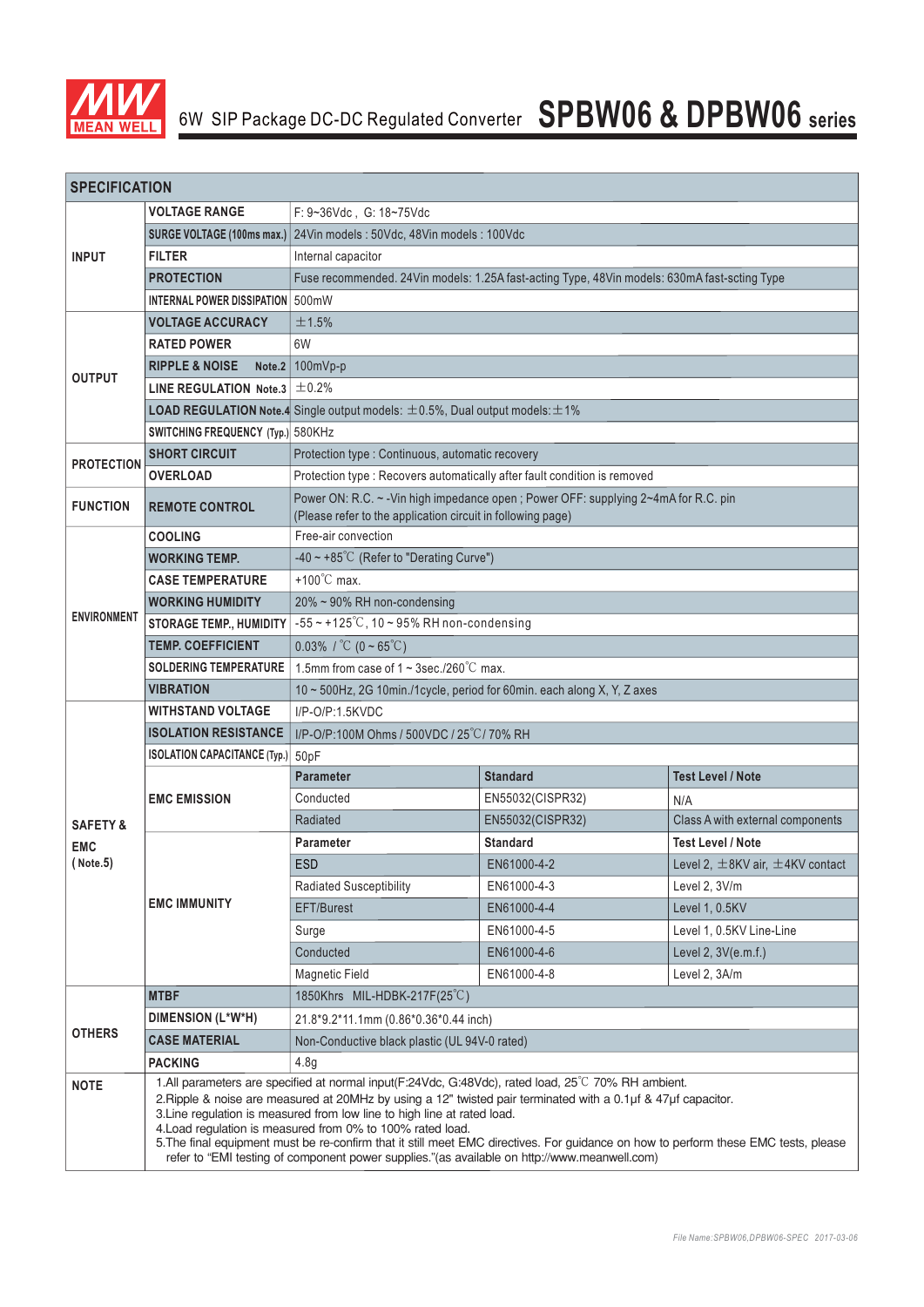# 6W SIP Package DC-DC Regulated Converter SPBW06 & DPBW06 series

| SPECIFICATION | | | | |
|---|---|---|---|---|
| INPUT | VOLTAGE RANGE | F: 9~36Vdc , G: 18~75Vdc | | |
| | SURGE VOLTAGE (100ms max.) | 24Vin models : 50Vdc, 48Vin models : 100Vdc | | |
| | FILTER | Internal capacitor | | |
| | PROTECTION | Fuse recommended. 24Vin models: 1.25A fast-acting Type, 48Vin models: 630mA fast-scting Type | | |
| | INTERNAL POWER DISSIPATION | 500mW | | |
| OUTPUT | VOLTAGE ACCURACY | ±1.5% | | |
| | RATED POWER | 6W | | |
| | RIPPLE & NOISE Note.2 | 100mVp-p | | |
| | LINE REGULATION Note.3 | ±0.2% | | |
| | LOAD REGULATION Note.4 | Single output models: ±0.5%, Dual output models: ±1% | | |
| | SWITCHING FREQUENCY (Typ.) | 580KHz | | |
| PROTECTION | SHORT CIRCUIT | Protection type : Continuous, automatic recovery | | |
| | OVERLOAD | Protection type : Recovers automatically after fault condition is removed | | |
| FUNCTION | REMOTE CONTROL | Power ON: R.C. ~ -Vin high impedance open ; Power OFF: supplying 2~4mA for R.C. pin (Please refer to the application circuit in following page) | | |
| ENVIRONMENT | COOLING | Free-air convection | | |
| | WORKING TEMP. | -40 ~ +85℃ (Refer to "Derating Curve") | | |
| | CASE TEMPERATURE | +100℃ max. | | |
| | WORKING HUMIDITY | 20% ~ 90% RH non-condensing | | |
| | STORAGE TEMP., HUMIDITY | -55 ~ +125℃, 10 ~ 95% RH non-condensing | | |
| | TEMP. COEFFICIENT | 0.03% / ℃ (0 ~ 65℃) | | |
| | SOLDERING TEMPERATURE | 1.5mm from case of 1 ~ 3sec./260℃ max. | | |
| | VIBRATION | 10 ~ 500Hz, 2G 10min./1cycle, period for 60min. each along X, Y, Z axes | | |
| SAFETY & EMC (Note.5) | WITHSTAND VOLTAGE | I/P-O/P:1.5KVDC | | |
| | ISOLATION RESISTANCE | I/P-O/P:100M Ohms / 500VDC / 25℃/ 70% RH | | |
| | ISOLATION CAPACITANCE (Typ.) | 50pF | | |
| | EMC EMISSION | Parameter | Standard | Test Level / Note |
| | | Conducted | EN55032(CISPR32) | N/A |
| | | Radiated | EN55032(CISPR32) | Class A with external components |
| | EMC IMMUNITY | Parameter | Standard | Test Level / Note |
| | | ESD | EN61000-4-2 | Level 2, ±8KV air, ±4KV contact |
| | | Radiated Susceptibility | EN61000-4-3 | Level 2, 3V/m |
| | | EFT/Burest | EN61000-4-4 | Level 1, 0.5KV |
| | | Surge | EN61000-4-5 | Level 1, 0.5KV Line-Line |
| | | Conducted | EN61000-4-6 | Level 2, 3V(e.m.f.) |
| | | Magnetic Field | EN61000-4-8 | Level 2, 3A/m |
| OTHERS | MTBF | 1850Khrs MIL-HDBK-217F(25℃) | | |
| | DIMENSION (L*W*H) | 21.8*9.2*11.1mm (0.86*0.36*0.44 inch) | | |
| | CASE MATERIAL | Non-Conductive black plastic (UL 94V-0 rated) | | |
| | PACKING | 4.8g | | |
| NOTE | 1.All parameters are specified at normal input(F:24Vdc, G:48Vdc), rated load, 25℃ 70% RH ambient.<br>2.Ripple & noise are measured at 20MHz by using a 12" twisted pair terminated with a 0.1μf & 47μf capacitor.<br>3.Line regulation is measured from low line to high line at rated load.<br>4.Load regulation is measured from 0% to 100% rated load.<br>5.The final equipment must be re-confirm that it still meet EMC directives. For guidance on how to perform these EMC tests, please refer to "EMI testing of component power supplies."(as available on http://www.meanwell.com) | | | |

File Name:SPBW06,DPBW06-SPEC 2017-03-06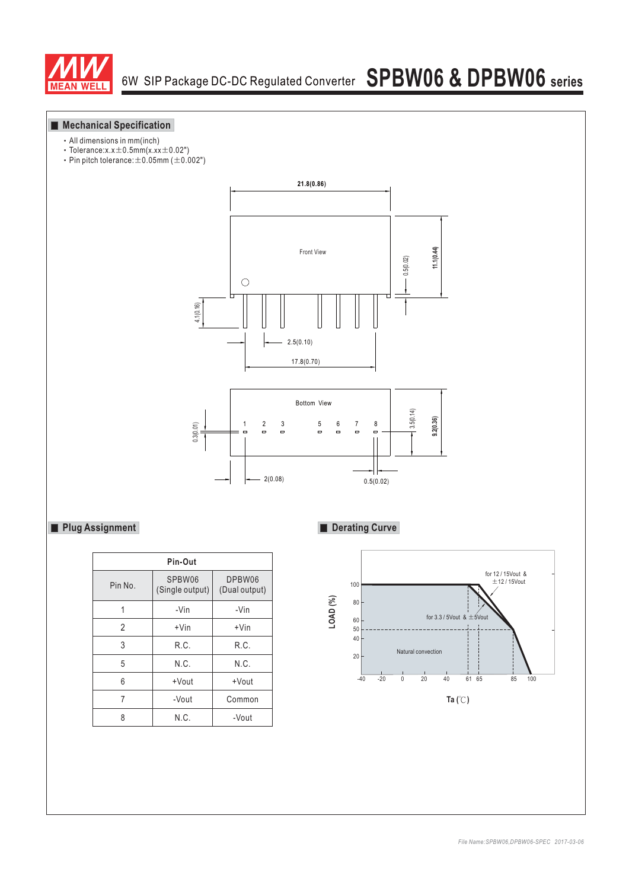## Mechanical Specification

- All dimensions in mm(inch)
- Tolerance:x.x±0.5mm(x.xx±0.02")
- Pin pitch tolerance:±0.05mm (±0.002")

Front View: 21.8(0.86), 11.1(0.44), 0.5(0.02), 4.1(0.16), 2.5(0.10), 17.8(0.70)

Bottom View: 1 2 3 5 6 7 8, 0.3(0.01), 3.5(0.14), 9.2(0.36), 2(0.08), 0.5(0.02)

## Plug Assignment

| Pin No. | SPBW06 (Single output) | DPBW06 (Dual output) |
|---|---|---|
| 1 | -Vin | -Vin |
| 2 | +Vin | +Vin |
| 3 | R.C. | R.C. |
| 5 | N.C. | N.C. |
| 6 | +Vout | +Vout |
| 7 | -Vout | Common |
| 8 | N.C. | -Vout |

## Derating Curve

LOAD (%) vs Ta (℃)

- for 12 / 15Vout & ±12 / 15Vout
- for 3.3 / 5Vout & ±5Vout
- Natural convection

Ta axis: -40, -20, 0, 20, 40, 61, 65, 85, 100
LOAD axis: 20, 40, 50, 60, 80, 100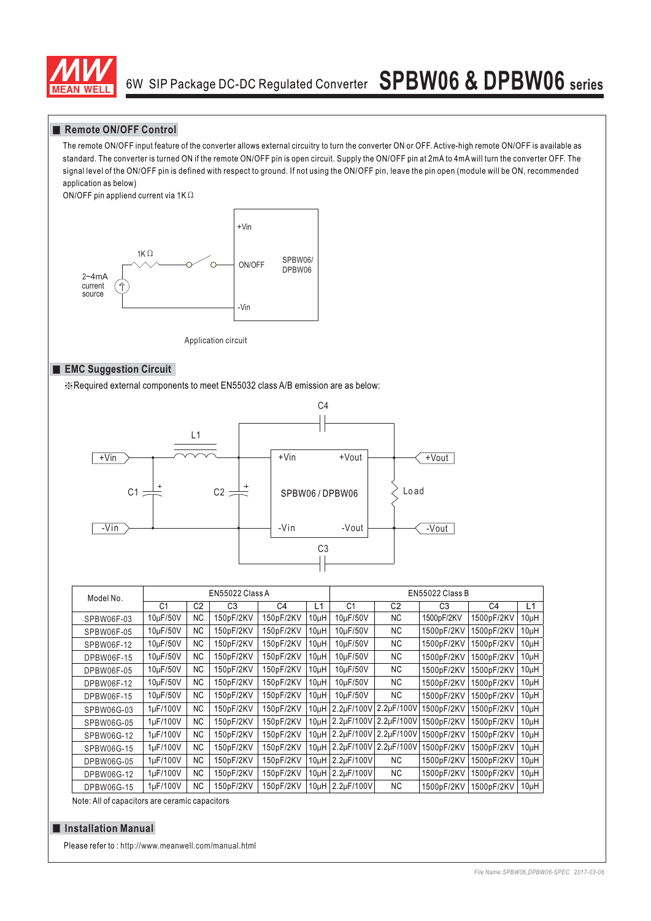## Remote ON/OFF Control

The remote ON/OFF input feature of the converter allows external circuitry to turn the converter ON or OFF. Active-high remote ON/OFF is available as standard. The converter is turned ON if the remote ON/OFF pin is open circuit. Supply the ON/OFF pin at 2mA to 4mA will turn the converter OFF. The signal level of the ON/OFF pin is defined with respect to ground. If not using the ON/OFF pin, leave the pin open (module will be ON, recommended application as below)

ON/OFF pin appliend current via 1KΩ

+Vin
1KΩ
ON/OFF
SPBW06/ DPBW06
2~4mA current source
-Vin

Application circuit

## EMC Suggestion Circuit

※Required external components to meet EN55032 class A/B emission are as below:

C4
L1
+Vin
+Vin
+Vout
+Vout
C1
C2
SPBW06 / DPBW06
Load
-Vin
-Vin
-Vout
-Vout
C3

| Model No. | EN55032 Class A | | | | | EN55032 Class B | | | | |
|---|---|---|---|---|---|---|---|---|---|---|
| | C1 | C2 | C3 | C4 | L1 | C1 | C2 | C3 | C4 | L1 |
| SPBW06F-03 | 10μF/50V | NC | 150pF/2KV | 150pF/2KV | 10μH | 10μF/50V | NC | 1500pF/2KV | 1500pF/2KV | 10μH |
| SPBW06F-05 | 10μF/50V | NC | 150pF/2KV | 150pF/2KV | 10μH | 10μF/50V | NC | 1500pF/2KV | 1500pF/2KV | 10μH |
| SPBW06F-12 | 10μF/50V | NC | 150pF/2KV | 150pF/2KV | 10μH | 10μF/50V | NC | 1500pF/2KV | 1500pF/2KV | 10μH |
| DPBW06F-15 | 10μF/50V | NC | 150pF/2KV | 150pF/2KV | 10μH | 10μF/50V | NC | 1500pF/2KV | 1500pF/2KV | 10μH |
| DPBW06F-05 | 10μF/50V | NC | 150pF/2KV | 150pF/2KV | 10μH | 10μF/50V | NC | 1500pF/2KV | 1500pF/2KV | 10μH |
| DPBW06F-12 | 10μF/50V | NC | 150pF/2KV | 150pF/2KV | 10μH | 10μF/50V | NC | 1500pF/2KV | 1500pF/2KV | 10μH |
| DPBW06F-15 | 10μF/50V | NC | 150pF/2KV | 150pF/2KV | 10μH | 10μF/50V | NC | 1500pF/2KV | 1500pF/2KV | 10μH |
| SPBW06G-03 | 1μF/100V | NC | 150pF/2KV | 150pF/2KV | 10μH | 2.2μF/100V | 2.2μF/100V | 1500pF/2KV | 1500pF/2KV | 10μH |
| SPBW06G-05 | 1μF/100V | NC | 150pF/2KV | 150pF/2KV | 10μH | 2.2μF/100V | 2.2μF/100V | 1500pF/2KV | 1500pF/2KV | 10μH |
| SPBW06G-12 | 1μF/100V | NC | 150pF/2KV | 150pF/2KV | 10μH | 2.2μF/100V | 2.2μF/100V | 1500pF/2KV | 1500pF/2KV | 10μH |
| SPBW06G-15 | 1μF/100V | NC | 150pF/2KV | 150pF/2KV | 10μH | 2.2μF/100V | 2.2μF/100V | 1500pF/2KV | 1500pF/2KV | 10μH |
| DPBW06G-05 | 1μF/100V | NC | 150pF/2KV | 150pF/2KV | 10μH | 2.2μF/100V | NC | 1500pF/2KV | 1500pF/2KV | 10μH |
| DPBW06G-12 | 1μF/100V | NC | 150pF/2KV | 150pF/2KV | 10μH | 2.2μF/100V | NC | 1500pF/2KV | 1500pF/2KV | 10μH |
| DPBW06G-15 | 1μF/100V | NC | 150pF/2KV | 150pF/2KV | 10μH | 2.2μF/100V | NC | 1500pF/2KV | 1500pF/2KV | 10μH |

Note: All of capacitors are ceramic capacitors

## Installation Manual

Please refer to : http://www.meanwell.com/manual.html